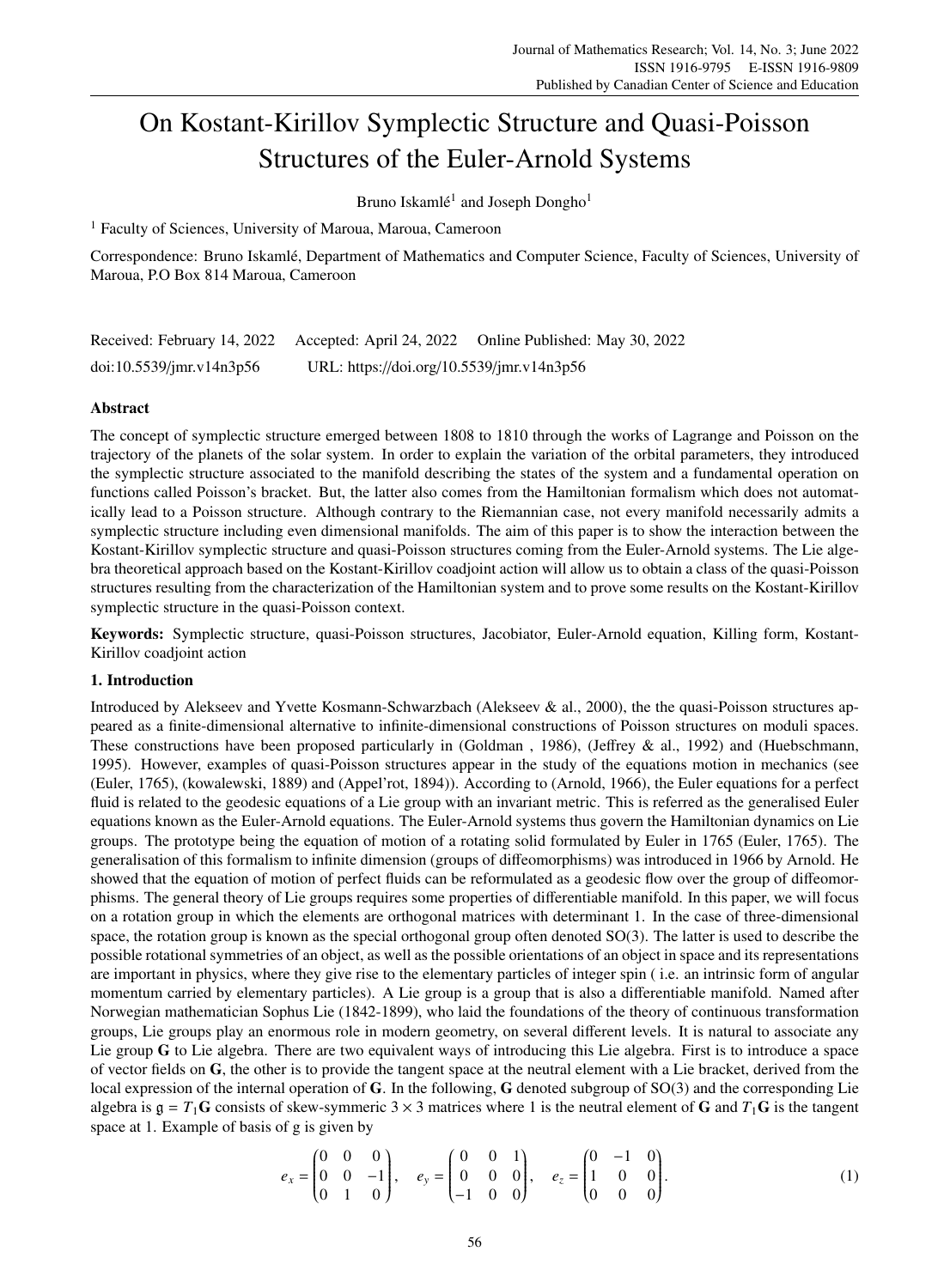# On Kostant-Kirillov Symplectic Structure and Quasi-Poisson Structures of the Euler-Arnold Systems

Bruno Iskamlé[1] and Joseph Dongho[1]

[1] Faculty of Sciences, University of Maroua, Maroua, Cameroon

Correspondence: Bruno Iskamlé, Department of Mathematics and Computer Science, Faculty of Sciences, University of Maroua, P.O Box 814 Maroua, Cameroon

Received: February 14, 2022 Accepted: April 24, 2022 Online Published: May 30, 2022

doi:10.5539/jmr.v14n3p56 URL: https://doi.org/10.5539/jmr.v14n3p56

## Abstract

The concept of symplectic structure emerged between 1808 to 1810 through the works of Lagrange and Poisson on the trajectory of the planets of the solar system. In order to explain the variation of the orbital parameters, they introduced the symplectic structure associated to the manifold describing the states of the system and a fundamental operation on functions called Poisson's bracket. But, the latter also comes from the Hamiltonian formalism which does not automatically lead to a Poisson structure. Although contrary to the Riemannian case, not every manifold necessarily admits a symplectic structure including even dimensional manifolds. The aim of this paper is to show the interaction between the Kostant-Kirillov symplectic structure and quasi-Poisson structures coming from the Euler-Arnold systems. The Lie algebra theoretical approach based on the Kostant-Kirillov coadjoint action will allow us to obtain a class of the quasi-Poisson structures resulting from the characterization of the Hamiltonian system and to prove some results on the Kostant-Kirillov symplectic structure in the quasi-Poisson context.

**Keywords:** Symplectic structure, quasi-Poisson structures, Jacobiator, Euler-Arnold equation, Killing form, Kostant-Kirillov coadjoint action

## 1. Introduction

Introduced by Alekseev and Yvette Kosmann-Schwarzbach (Alekseev & al., 2000), the the quasi-Poisson structures appeared as a finite-dimensional alternative to infinite-dimensional constructions of Poisson structures on moduli spaces. These constructions have been proposed particularly in (Goldman , 1986), (Jeffrey & al., 1992) and (Huebschmann, 1995). However, examples of quasi-Poisson structures appear in the study of the equations motion in mechanics (see (Euler, 1765), (kowalewski, 1889) and (Appel'rot, 1894)). According to (Arnold, 1966), the Euler equations for a perfect fluid is related to the geodesic equations of a Lie group with an invariant metric. This is referred as the generalised Euler equations known as the Euler-Arnold equations. The Euler-Arnold systems thus govern the Hamiltonian dynamics on Lie groups. The prototype being the equation of motion of a rotating solid formulated by Euler in 1765 (Euler, 1765). The generalisation of this formalism to infinite dimension (groups of diffeomorphisms) was introduced in 1966 by Arnold. He showed that the equation of motion of perfect fluids can be reformulated as a geodesic flow over the group of diffeomorphisms. The general theory of Lie groups requires some properties of differentiable manifold. In this paper, we will focus on a rotation group in which the elements are orthogonal matrices with determinant 1. In the case of three-dimensional space, the rotation group is known as the special orthogonal group often denoted SO(3). The latter is used to describe the possible rotational symmetries of an object, as well as the possible orientations of an object in space and its representations are important in physics, where they give rise to the elementary particles of integer spin ( i.e. an intrinsic form of angular momentum carried by elementary particles). A Lie group is a group that is also a differentiable manifold. Named after Norwegian mathematician Sophus Lie (1842-1899), who laid the foundations of the theory of continuous transformation groups, Lie groups play an enormous role in modern geometry, on several different levels. It is natural to associate any Lie group $\mathbf{G}$ to Lie algebra. There are two equivalent ways of introducing this Lie algebra. First is to introduce a space of vector fields on $\mathbf{G}$, the other is to provide the tangent space at the neutral element with a Lie bracket, derived from the local expression of the internal operation of $\mathbf{G}$. In the following, $\mathbf{G}$ denoted subgroup of SO(3) and the corresponding Lie algebra is $\mathfrak{g} = T_1\mathbf{G}$ consists of skew-symmeric $3 \times 3$ matrices where 1 is the neutral element of $\mathbf{G}$ and $T_1\mathbf{G}$ is the tangent space at 1. Example of basis of g is given by

$$e_x = \begin{pmatrix} 0 & 0 & 0 \\ 0 & 0 & -1 \\ 0 & 1 & 0 \end{pmatrix}, \quad e_y = \begin{pmatrix} 0 & 0 & 1 \\ 0 & 0 & 0 \\ -1 & 0 & 0 \end{pmatrix}, \quad e_z = \begin{pmatrix} 0 & -1 & 0 \\ 1 & 0 & 0 \\ 0 & 0 & 0 \end{pmatrix}. \tag{1}$$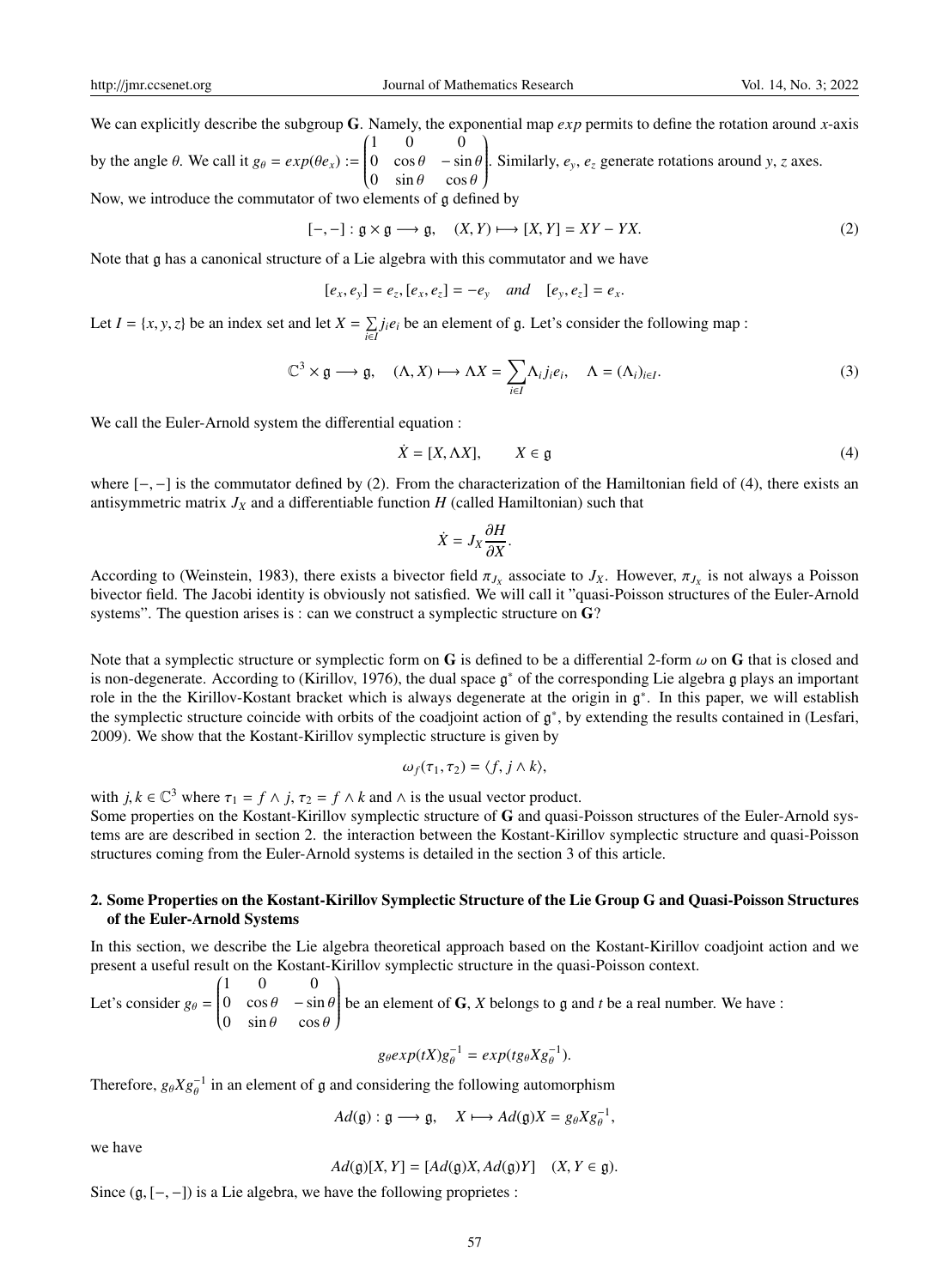We can explicitly describe the subgroup $\mathbf{G}$. Namely, the exponential map $exp$ permits to define the rotation around $x$-axis by the angle $\theta$. We call it $g_\theta = exp(\theta e_x) := \begin{pmatrix} 1 & 0 & 0 \\ 0 & \cos\theta & -\sin\theta \\ 0 & \sin\theta & \cos\theta \end{pmatrix}$. Similarly, $e_y$, $e_z$ generate rotations around $y$, $z$ axes.

Now, we introduce the commutator of two elements of $\mathfrak{g}$ defined by

$$[-,-] : \mathfrak{g} \times \mathfrak{g} \longrightarrow \mathfrak{g}, \quad (X, Y) \longmapsto [X, Y] = XY - YX. \tag{2}$$

Note that $\mathfrak{g}$ has a canonical structure of a Lie algebra with this commutator and we have

$$[e_x, e_y] = e_z, [e_x, e_z] = -e_y \quad and \quad [e_y, e_z] = e_x.$$

Let $I = \{x, y, z\}$ be an index set and let $X = \sum_{i \in I} j_i e_i$ be an element of $\mathfrak{g}$. Let's consider the following map :

$$\mathbb{C}^3 \times \mathfrak{g} \longrightarrow \mathfrak{g}, \quad (\Lambda, X) \longmapsto \Lambda X = \sum_{i \in I} \Lambda_i j_i e_i, \quad \Lambda = (\Lambda_i)_{i \in I}. \tag{3}$$

We call the Euler-Arnold system the differential equation :

$$\dot{X} = [X, \Lambda X], \qquad X \in \mathfrak{g} \tag{4}$$

where $[-,-]$ is the commutator defined by (2). From the characterization of the Hamiltonian field of (4), there exists an antisymmetric matrix $J_X$ and a differentiable function $H$ (called Hamiltonian) such that

$$\dot{X} = J_X \frac{\partial H}{\partial X}.$$

According to (Weinstein, 1983), there exists a bivector field $\pi_{J_X}$ associate to $J_X$. However, $\pi_{J_X}$ is not always a Poisson bivector field. The Jacobi identity is obviously not satisfied. We will call it "quasi-Poisson structures of the Euler-Arnold systems". The question arises is : can we construct a symplectic structure on $\mathbf{G}$?

Note that a symplectic structure or symplectic form on $\mathbf{G}$ is defined to be a differential 2-form $\omega$ on $\mathbf{G}$ that is closed and is non-degenerate. According to (Kirillov, 1976), the dual space $\mathfrak{g}^*$ of the corresponding Lie algebra $\mathfrak{g}$ plays an important role in the the Kirillov-Kostant bracket which is always degenerate at the origin in $\mathfrak{g}^*$. In this paper, we will establish the symplectic structure coincide with orbits of the coadjoint action of $\mathfrak{g}^*$, by extending the results contained in (Lesfari, 2009). We show that the Kostant-Kirillov symplectic structure is given by

$$\omega_f(\tau_1, \tau_2) = \langle f, j \wedge k \rangle,$$

with $j, k \in \mathbb{C}^3$ where $\tau_1 = f \wedge j$, $\tau_2 = f \wedge k$ and $\wedge$ is the usual vector product.

Some properties on the Kostant-Kirillov symplectic structure of $\mathbf{G}$ and quasi-Poisson structures of the Euler-Arnold systems are are described in section 2. the interaction between the Kostant-Kirillov symplectic structure and quasi-Poisson structures coming from the Euler-Arnold systems is detailed in the section 3 of this article.

## 2. Some Properties on the Kostant-Kirillov Symplectic Structure of the Lie Group G and Quasi-Poisson Structures of the Euler-Arnold Systems

In this section, we describe the Lie algebra theoretical approach based on the Kostant-Kirillov coadjoint action and we present a useful result on the Kostant-Kirillov symplectic structure in the quasi-Poisson context.

Let's consider $g_\theta = \begin{pmatrix} 1 & 0 & 0 \\ 0 & \cos\theta & -\sin\theta \\ 0 & \sin\theta & \cos\theta \end{pmatrix}$ be an element of $\mathbf{G}$, $X$ belongs to $\mathfrak{g}$ and $t$ be a real number. We have :

$$g_\theta exp(tX) g_\theta^{-1} = exp(t g_\theta X g_\theta^{-1}).$$

Therefore, $g_\theta X g_\theta^{-1}$ in an element of $\mathfrak{g}$ and considering the following automorphism

$$Ad(\mathfrak{g}) : \mathfrak{g} \longrightarrow \mathfrak{g}, \quad X \longmapsto Ad(\mathfrak{g})X = g_\theta X g_\theta^{-1},$$

we have

$$Ad(\mathfrak{g})[X, Y] = [Ad(\mathfrak{g})X, Ad(\mathfrak{g})Y] \quad (X, Y \in \mathfrak{g}).$$

Since $(\mathfrak{g}, [-,-])$ is a Lie algebra, we have the following proprietes :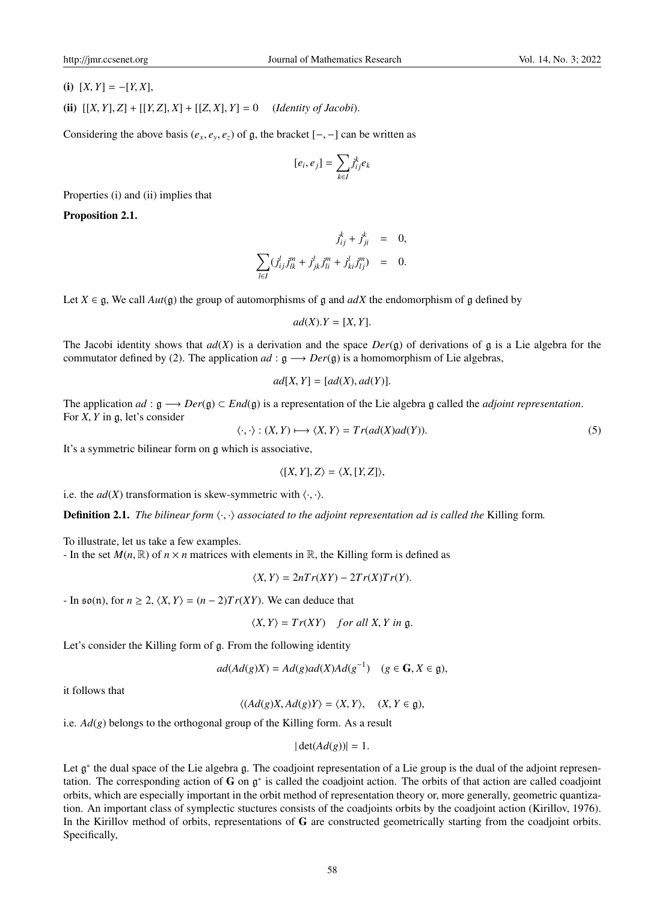**(i)** $[X, Y] = -[Y, X]$,

**(ii)** $[[X, Y], Z] + [[Y, Z], X] + [[Z, X], Y] = 0$ *(Identity of Jacobi)*.

Considering the above basis $(e_x, e_y, e_z)$ of $\mathfrak{g}$, the bracket $[-, -]$ can be written as

$$[e_i, e_j] = \sum_{k \in I} j_{ij}^k e_k$$

Properties (i) and (ii) implies that

**Proposition 2.1.**

$$\begin{aligned} j_{ij}^k + j_{ji}^k &= 0, \\ \sum_{l \in I} (j_{ij}^l j_{lk}^m + j_{jk}^l j_{li}^m + j_{ki}^l j_{lj}^m) &= 0. \end{aligned}$$

Let $X \in \mathfrak{g}$, We call $Aut(\mathfrak{g})$ the group of automorphisms of $\mathfrak{g}$ and $adX$ the endomorphism of $\mathfrak{g}$ defined by

$$ad(X).Y = [X, Y].$$

The Jacobi identity shows that $ad(X)$ is a derivation and the space $Der(\mathfrak{g})$ of derivations of $\mathfrak{g}$ is a Lie algebra for the commutator defined by (2). The application $ad : \mathfrak{g} \longrightarrow Der(\mathfrak{g})$ is a homomorphism of Lie algebras,

$$ad[X, Y] = [ad(X), ad(Y)].$$

The application $ad : \mathfrak{g} \longrightarrow Der(\mathfrak{g}) \subset End(\mathfrak{g})$ is a representation of the Lie algebra $\mathfrak{g}$ called the *adjoint representation*.
For $X, Y$ in $\mathfrak{g}$, let's consider

$$\langle \cdot, \cdot \rangle : (X, Y) \longmapsto \langle X, Y \rangle = Tr(ad(X)ad(Y)). \tag{5}$$

It's a symmetric bilinear form on $\mathfrak{g}$ which is associative,

$$\langle [X, Y], Z \rangle = \langle X, [Y, Z] \rangle,$$

i.e. the $ad(X)$ transformation is skew-symmetric with $\langle \cdot, \cdot \rangle$.

**Definition 2.1.** *The bilinear form $\langle \cdot, \cdot \rangle$ associated to the adjoint representation ad is called the* Killing form*.*

To illustrate, let us take a few examples.
- In the set $M(n, \mathbb{R})$ of $n \times n$ matrices with elements in $\mathbb{R}$, the Killing form is defined as

$$\langle X, Y \rangle = 2nTr(XY) - 2Tr(X)Tr(Y).$$

- In $\mathfrak{so}(\mathfrak{n})$, for $n \geq 2$, $\langle X, Y \rangle = (n - 2)Tr(XY)$. We can deduce that

$$\langle X, Y \rangle = Tr(XY) \quad for\ all\ X, Y\ in\ \mathfrak{g}.$$

Let's consider the Killing form of $\mathfrak{g}$. From the following identity

$$ad(Ad(g)X) = Ad(g)ad(X)Ad(g^{-1}) \quad (g \in \mathbf{G}, X \in \mathfrak{g}),$$

it follows that

$$\langle (Ad(g)X, Ad(g)Y \rangle = \langle X, Y \rangle, \quad (X, Y \in \mathfrak{g}),$$

i.e. $Ad(g)$ belongs to the orthogonal group of the Killing form. As a result

$$|\det(Ad(g))| = 1.$$

Let $\mathfrak{g}^*$ the dual space of the Lie algebra $\mathfrak{g}$. The coadjoint representation of a Lie group is the dual of the adjoint representation. The corresponding action of $\mathbf{G}$ on $\mathfrak{g}^*$ is called the coadjoint action. The orbits of that action are called coadjoint orbits, which are especially important in the orbit method of representation theory or, more generally, geometric quantization. An important class of symplectic stuctures consists of the coadjoints orbits by the coadjoint action (Kirillov, 1976). In the Kirillov method of orbits, representations of $\mathbf{G}$ are constructed geometrically starting from the coadjoint orbits. Specifically,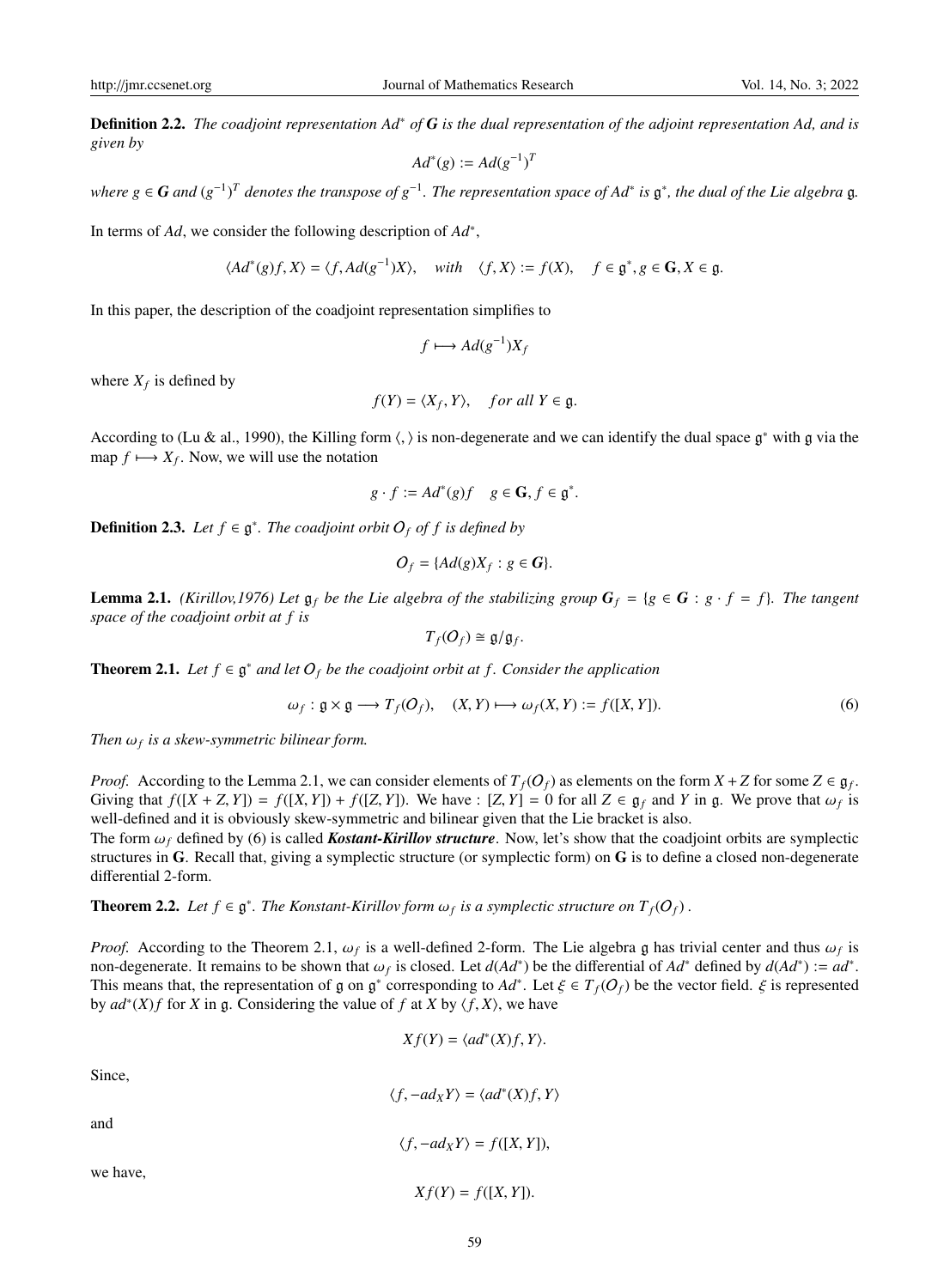**Definition 2.2.** *The coadjoint representation $Ad^*$ of $\mathbf{G}$ is the dual representation of the adjoint representation Ad, and is given by*

$$Ad^*(g) := Ad(g^{-1})^T$$

*where $g \in \mathbf{G}$ and $(g^{-1})^T$ denotes the transpose of $g^{-1}$. The representation space of $Ad^*$ is $\mathfrak{g}^*$, the dual of the Lie algebra $\mathfrak{g}$.*

In terms of $Ad$, we consider the following description of $Ad^*$,

$$\langle Ad^*(g)f, X\rangle = \langle f, Ad(g^{-1})X\rangle, \quad with \quad \langle f, X\rangle := f(X), \quad f \in \mathfrak{g}^*, g \in \mathbf{G}, X \in \mathfrak{g}.$$

In this paper, the description of the coadjoint representation simplifies to

$$f \longmapsto Ad(g^{-1})X_f$$

where $X_f$ is defined by

$$f(Y) = \langle X_f, Y\rangle, \quad for\ all\ Y \in \mathfrak{g}.$$

According to (Lu & al., 1990), the Killing form $\langle , \rangle$ is non-degenerate and we can identify the dual space $\mathfrak{g}^*$ with $\mathfrak{g}$ via the map $f \longmapsto X_f$. Now, we will use the notation

$$g \cdot f := Ad^*(g)f \quad g \in \mathbf{G}, f \in \mathfrak{g}^*.$$

**Definition 2.3.** *Let $f \in \mathfrak{g}^*$. The coadjoint orbit $O_f$ of $f$ is defined by*

$$O_f = \{Ad(g)X_f : g \in \mathbf{G}\}.$$

**Lemma 2.1.** *(Kirillov,1976) Let $\mathfrak{g}_f$ be the Lie algebra of the stabilizing group $\mathbf{G}_f = \{g \in \mathbf{G} : g \cdot f = f\}$. The tangent space of the coadjoint orbit at $f$ is*

$$T_f(O_f) \cong \mathfrak{g}/\mathfrak{g}_f.$$

**Theorem 2.1.** *Let $f \in \mathfrak{g}^*$ and let $O_f$ be the coadjoint orbit at $f$. Consider the application*

$$\omega_f : \mathfrak{g} \times \mathfrak{g} \longrightarrow T_f(O_f), \quad (X, Y) \longmapsto \omega_f(X, Y) := f([X, Y]). \tag{6}$$

*Then $\omega_f$ is a skew-symmetric bilinear form.*

*Proof.* According to the Lemma 2.1, we can consider elements of $T_f(O_f)$ as elements on the form $X + Z$ for some $Z \in \mathfrak{g}_f$. Giving that $f([X + Z, Y]) = f([X, Y]) + f([Z, Y])$. We have : $[Z, Y] = 0$ for all $Z \in \mathfrak{g}_f$ and $Y$ in $\mathfrak{g}$. We prove that $\omega_f$ is well-defined and it is obviously skew-symmetric and bilinear given that the Lie bracket is also.

The form $\omega_f$ defined by (6) is called ***Kostant-Kirillov structure***. Now, let's show that the coadjoint orbits are symplectic structures in $\mathbf{G}$. Recall that, giving a symplectic structure (or symplectic form) on $\mathbf{G}$ is to define a closed non-degenerate differential 2-form.

**Theorem 2.2.** *Let $f \in \mathfrak{g}^*$. The Konstant-Kirillov form $\omega_f$ is a symplectic structure on $T_f(O_f)$ .*

*Proof.* According to the Theorem 2.1, $\omega_f$ is a well-defined 2-form. The Lie algebra $\mathfrak{g}$ has trivial center and thus $\omega_f$ is non-degenerate. It remains to be shown that $\omega_f$ is closed. Let $d(Ad^*)$ be the differential of $Ad^*$ defined by $d(Ad^*) := ad^*$. This means that, the representation of $\mathfrak{g}$ on $\mathfrak{g}^*$ corresponding to $Ad^*$. Let $\xi \in T_f(O_f)$ be the vector field. $\xi$ is represented by $ad^*(X)f$ for $X$ in $\mathfrak{g}$. Considering the value of $f$ at $X$ by $\langle f, X\rangle$, we have

$$Xf(Y) = \langle ad^*(X)f, Y\rangle.$$

Since,

$$\langle f, -ad_X Y\rangle = \langle ad^*(X)f, Y\rangle$$

and

$$\langle f, -ad_X Y\rangle = f([X, Y]),$$

we have,

$$Xf(Y) = f([X, Y]).$$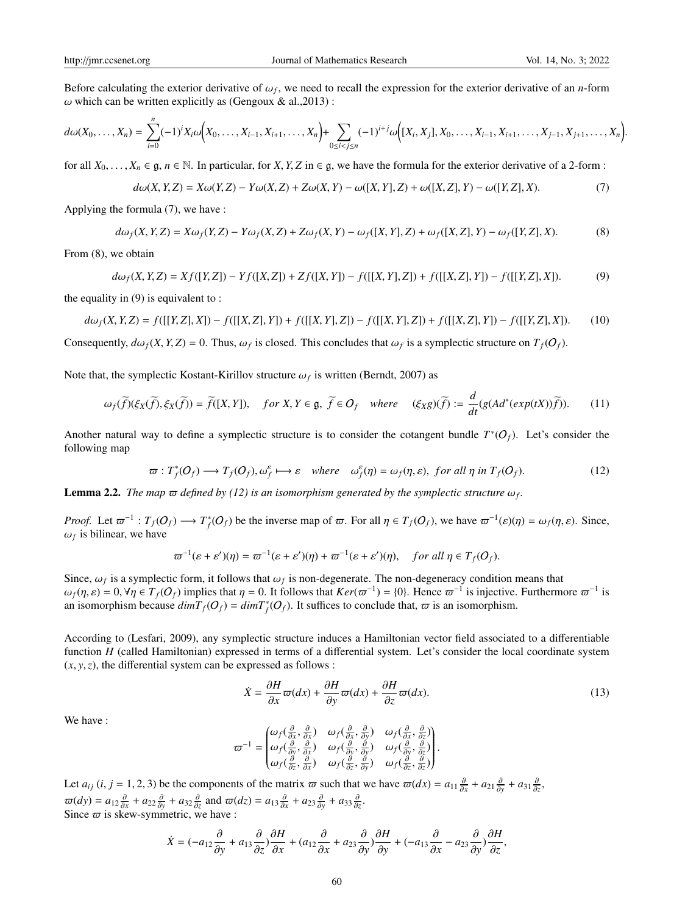Before calculating the exterior derivative of $\omega_f$, we need to recall the expression for the exterior derivative of an $n$-form $\omega$ which can be written explicitly as (Gengoux & al.,2013) :

$$d\omega(X_0,\ldots,X_n) = \sum_{i=0}^{n}(-1)^i X_i\omega\Big(X_0,\ldots,X_{i-1},X_{i+1},\ldots,X_n\Big)+\sum_{0\leq i<j\leq n}(-1)^{i+j}\omega\Big([X_i,X_j],X_0,\ldots,X_{i-1},X_{i+1},\ldots,X_{j-1},X_{j+1},\ldots,X_n\Big).$$

for all $X_0,\ldots,X_n \in \mathfrak{g}$, $n\in\mathbb{N}$. In particular, for $X, Y, Z$ in $\in \mathfrak{g}$, we have the formula for the exterior derivative of a 2-form :

$$d\omega(X,Y,Z) = X\omega(Y,Z) - Y\omega(X,Z) + Z\omega(X,Y) - \omega([X,Y],Z) + \omega([X,Z],Y) - \omega([Y,Z],X). \tag{7}$$

Applying the formula (7), we have :

$$d\omega_f(X,Y,Z) = X\omega_f(Y,Z) - Y\omega_f(X,Z) + Z\omega_f(X,Y) - \omega_f([X,Y],Z) + \omega_f([X,Z],Y) - \omega_f([Y,Z],X). \tag{8}$$

From (8), we obtain

$$d\omega_f(X,Y,Z) = Xf([Y,Z]) - Yf([X,Z]) + Zf([X,Y]) - f([[X,Y],Z]) + f([[X,Z],Y]) - f([[Y,Z],X]). \tag{9}$$

the equality in (9) is equivalent to :

$$d\omega_f(X,Y,Z) = f([[Y,Z],X]) - f([[X,Z],Y]) + f([[X,Y],Z]) - f([[X,Y],Z]) + f([[X,Z],Y]) - f([[Y,Z],X]). \tag{10}$$

Consequently, $d\omega_f(X,Y,Z) = 0$. Thus, $\omega_f$ is closed. This concludes that $\omega_f$ is a symplectic structure on $T_f(O_f)$.

Note that, the symplectic Kostant-Kirillov structure $\omega_f$ is written (Berndt, 2007) as

$$\omega_f(\widetilde{f})(\xi_X(\widetilde{f}),\xi_X(\widetilde{f})) = \widetilde{f}([X,Y]), \quad for\ X,Y\in\mathfrak{g},\ \widetilde{f}\in O_f \quad where \quad (\xi_X g)(\widetilde{f}) := \frac{d}{dt}(g(Ad^*(exp(tX))\widetilde{f})). \tag{11}$$

Another natural way to define a symplectic structure is to consider the cotangent bundle $T^*(O_f)$. Let's consider the following map

$$\varpi : T_f^*(O_f) \longrightarrow T_f(O_f), \omega_f^{\varepsilon} \longmapsto \varepsilon \quad where \quad \omega_f^{\varepsilon}(\eta) = \omega_f(\eta,\varepsilon),\ for\ all\ \eta\ in\ T_f(O_f). \tag{12}$$

**Lemma 2.2.** *The map $\varpi$ defined by (12) is an isomorphism generated by the symplectic structure $\omega_f$.*

*Proof.* Let $\varpi^{-1} : T_f(O_f) \longrightarrow T_f^*(O_f)$ be the inverse map of $\varpi$. For all $\eta \in T_f(O_f)$, we have $\varpi^{-1}(\varepsilon)(\eta) = \omega_f(\eta,\varepsilon)$. Since, $\omega_f$ is bilinear, we have

$$\varpi^{-1}(\varepsilon+\varepsilon')(\eta) = \varpi^{-1}(\varepsilon+\varepsilon')(\eta) + \varpi^{-1}(\varepsilon+\varepsilon')(\eta), \quad for\ all\ \eta\in T_f(O_f).$$

Since, $\omega_f$ is a symplectic form, it follows that $\omega_f$ is non-degenerate. The non-degeneracy condition means that $\omega_f(\eta,\varepsilon) = 0, \forall\eta\in T_f(O_f)$ implies that $\eta = 0$. It follows that $Ker(\varpi^{-1}) = \{0\}$. Hence $\varpi^{-1}$ is injective. Furthermore $\varpi^{-1}$ is an isomorphism because $dimT_f(O_f) = dimT_f^*(O_f)$. It suffices to conclude that, $\varpi$ is an isomorphism.

According to (Lesfari, 2009), any symplectic structure induces a Hamiltonian vector field associated to a differentiable function $H$ (called Hamiltonian) expressed in terms of a differential system. Let's consider the local coordinate system $(x,y,z)$, the differential system can be expressed as follows :

$$\dot{X} = \frac{\partial H}{\partial x}\varpi(dx) + \frac{\partial H}{\partial y}\varpi(dx) + \frac{\partial H}{\partial z}\varpi(dx). \tag{13}$$

We have :

$$\varpi^{-1} = \begin{pmatrix} \omega_f(\frac{\partial}{\partial x},\frac{\partial}{\partial x}) & \omega_f(\frac{\partial}{\partial x},\frac{\partial}{\partial y}) & \omega_f(\frac{\partial}{\partial x},\frac{\partial}{\partial z}) \\ \omega_f(\frac{\partial}{\partial y},\frac{\partial}{\partial x}) & \omega_f(\frac{\partial}{\partial y},\frac{\partial}{\partial y}) & \omega_f(\frac{\partial}{\partial y},\frac{\partial}{\partial z}) \\ \omega_f(\frac{\partial}{\partial z},\frac{\partial}{\partial x}) & \omega_f(\frac{\partial}{\partial z},\frac{\partial}{\partial y}) & \omega_f(\frac{\partial}{\partial z},\frac{\partial}{\partial z}) \end{pmatrix}.$$

Let $a_{ij}$ $(i,j = 1,2,3)$ be the components of the matrix $\varpi$ such that we have $\varpi(dx) = a_{11}\frac{\partial}{\partial x} + a_{21}\frac{\partial}{\partial y} + a_{31}\frac{\partial}{\partial z}$, $\varpi(dy) = a_{12}\frac{\partial}{\partial x} + a_{22}\frac{\partial}{\partial y} + a_{32}\frac{\partial}{\partial z}$ and $\varpi(dz) = a_{13}\frac{\partial}{\partial x} + a_{23}\frac{\partial}{\partial y} + a_{33}\frac{\partial}{\partial z}$.
Since $\varpi$ is skew-symmetric, we have :

$$\dot{X} = (-a_{12}\frac{\partial}{\partial y} + a_{13}\frac{\partial}{\partial z})\frac{\partial H}{\partial x} + (a_{12}\frac{\partial}{\partial x} + a_{23}\frac{\partial}{\partial y})\frac{\partial H}{\partial y} + (-a_{13}\frac{\partial}{\partial x} - a_{23}\frac{\partial}{\partial y})\frac{\partial H}{\partial z},$$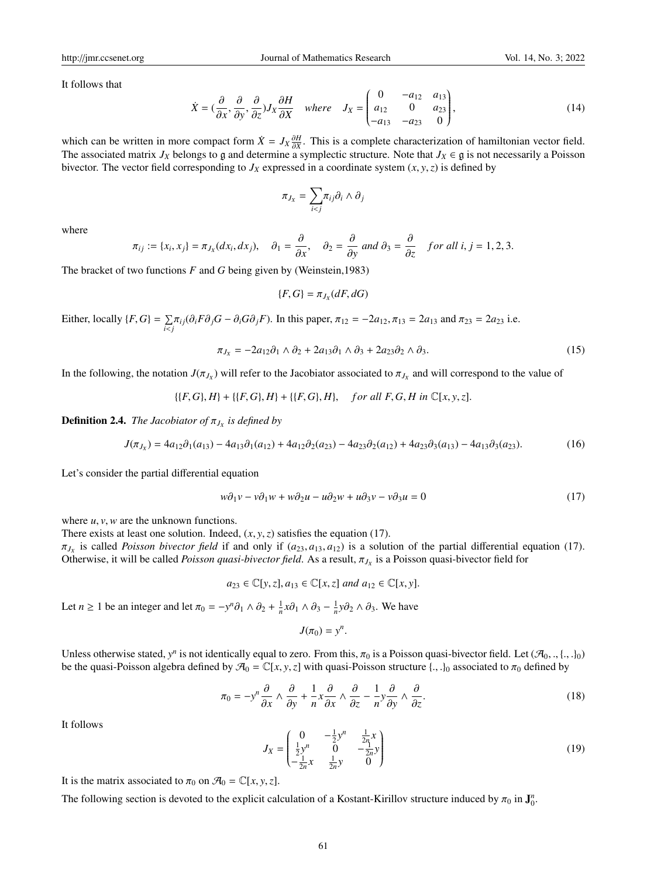It follows that

$$\dot{X} = (\frac{\partial}{\partial x}, \frac{\partial}{\partial y}, \frac{\partial}{\partial z})J_X \frac{\partial H}{\partial X} \quad where \quad J_X = \begin{pmatrix} 0 & -a_{12} & a_{13} \\ a_{12} & 0 & a_{23} \\ -a_{13} & -a_{23} & 0 \end{pmatrix}, \tag{14}$$

which can be written in more compact form $\dot{X} = J_X \frac{\partial H}{\partial X}$. This is a complete characterization of hamiltonian vector field. The associated matrix $J_X$ belongs to $\mathfrak{g}$ and determine a symplectic structure. Note that $J_X \in \mathfrak{g}$ is not necessarily a Poisson bivector. The vector field corresponding to $J_X$ expressed in a coordinate system $(x, y, z)$ is defined by

$$\pi_{J_x} = \sum_{i<j} \pi_{ij} \partial_i \wedge \partial_j$$

where

$$\pi_{ij} := \{x_i, x_j\} = \pi_{J_x}(dx_i, dx_j), \quad \partial_1 = \frac{\partial}{\partial x}, \quad \partial_2 = \frac{\partial}{\partial y} \text{ and } \partial_3 = \frac{\partial}{\partial z} \quad for\ all\ i, j = 1, 2, 3.$$

The bracket of two functions $F$ and $G$ being given by (Weinstein,1983)

$$\{F, G\} = \pi_{J_x}(dF, dG)$$

Either, locally $\{F, G\} = \sum_{i<j} \pi_{ij}(\partial_i F \partial_j G - \partial_i G \partial_j F)$. In this paper, $\pi_{12} = -2a_{12}, \pi_{13} = 2a_{13}$ and $\pi_{23} = 2a_{23}$ i.e.

$$\pi_{J_x} = -2a_{12}\partial_1 \wedge \partial_2 + 2a_{13}\partial_1 \wedge \partial_3 + 2a_{23}\partial_2 \wedge \partial_3. \tag{15}$$

In the following, the notation $J(\pi_{J_x})$ will refer to the Jacobiator associated to $\pi_{J_x}$ and will correspond to the value of

$$\{\{F, G\}, H\} + \{\{F, G\}, H\} + \{\{F, G\}, H\}, \quad for\ all\ F, G, H\ in\ \mathbb{C}[x, y, z].$$

**Definition 2.4.** *The Jacobiator of $\pi_{J_x}$ is defined by*

$$J(\pi_{J_x}) = 4a_{12}\partial_1(a_{13}) - 4a_{13}\partial_1(a_{12}) + 4a_{12}\partial_2(a_{23}) - 4a_{23}\partial_2(a_{12}) + 4a_{23}\partial_3(a_{13}) - 4a_{13}\partial_3(a_{23}). \tag{16}$$

Let's consider the partial differential equation

$$w\partial_1 v - v\partial_1 w + w\partial_2 u - u\partial_2 w + u\partial_3 v - v\partial_3 u = 0 \tag{17}$$

where $u, v, w$ are the unknown functions.
There exists at least one solution. Indeed, $(x, y, z)$ satisfies the equation (17).
$\pi_{J_x}$ is called *Poisson bivector field* if and only if $(a_{23}, a_{13}, a_{12})$ is a solution of the partial differential equation (17). Otherwise, it will be called *Poisson quasi-bivector field*. As a result, $\pi_{J_x}$ is a Poisson quasi-bivector field for

$$a_{23} \in \mathbb{C}[y, z], a_{13} \in \mathbb{C}[x, z] \text{ and } a_{12} \in \mathbb{C}[x, y].$$

Let $n \geq 1$ be an integer and let $\pi_0 = -y^n \partial_1 \wedge \partial_2 + \frac{1}{n} x \partial_1 \wedge \partial_3 - \frac{1}{n} y \partial_2 \wedge \partial_3$. We have

$$J(\pi_0) = y^n.$$

Unless otherwise stated, $y^n$ is not identically equal to zero. From this, $\pi_0$ is a Poisson quasi-bivector field. Let $(\mathcal{A}_0, ., \{.,.\}_0)$ be the quasi-Poisson algebra defined by $\mathcal{A}_0 = \mathbb{C}[x, y, z]$ with quasi-Poisson structure $\{.,.\}_0$ associated to $\pi_0$ defined by

$$\pi_0 = -y^n \frac{\partial}{\partial x} \wedge \frac{\partial}{\partial y} + \frac{1}{n} x \frac{\partial}{\partial x} \wedge \frac{\partial}{\partial z} - \frac{1}{n} y \frac{\partial}{\partial y} \wedge \frac{\partial}{\partial z}. \tag{18}$$

It follows

$$J_X = \begin{pmatrix} 0 & -\frac{1}{2}y^n & \frac{1}{2n}x \\ \frac{1}{2}y^n & 0 & -\frac{1}{2n}y \\ -\frac{1}{2n}x & \frac{1}{2n}y & 0 \end{pmatrix} \tag{19}$$

It is the matrix associated to $\pi_0$ on $\mathcal{A}_0 = \mathbb{C}[x, y, z]$.

The following section is devoted to the explicit calculation of a Kostant-Kirillov structure induced by $\pi_0$ in $\mathbf{J}_0^n$.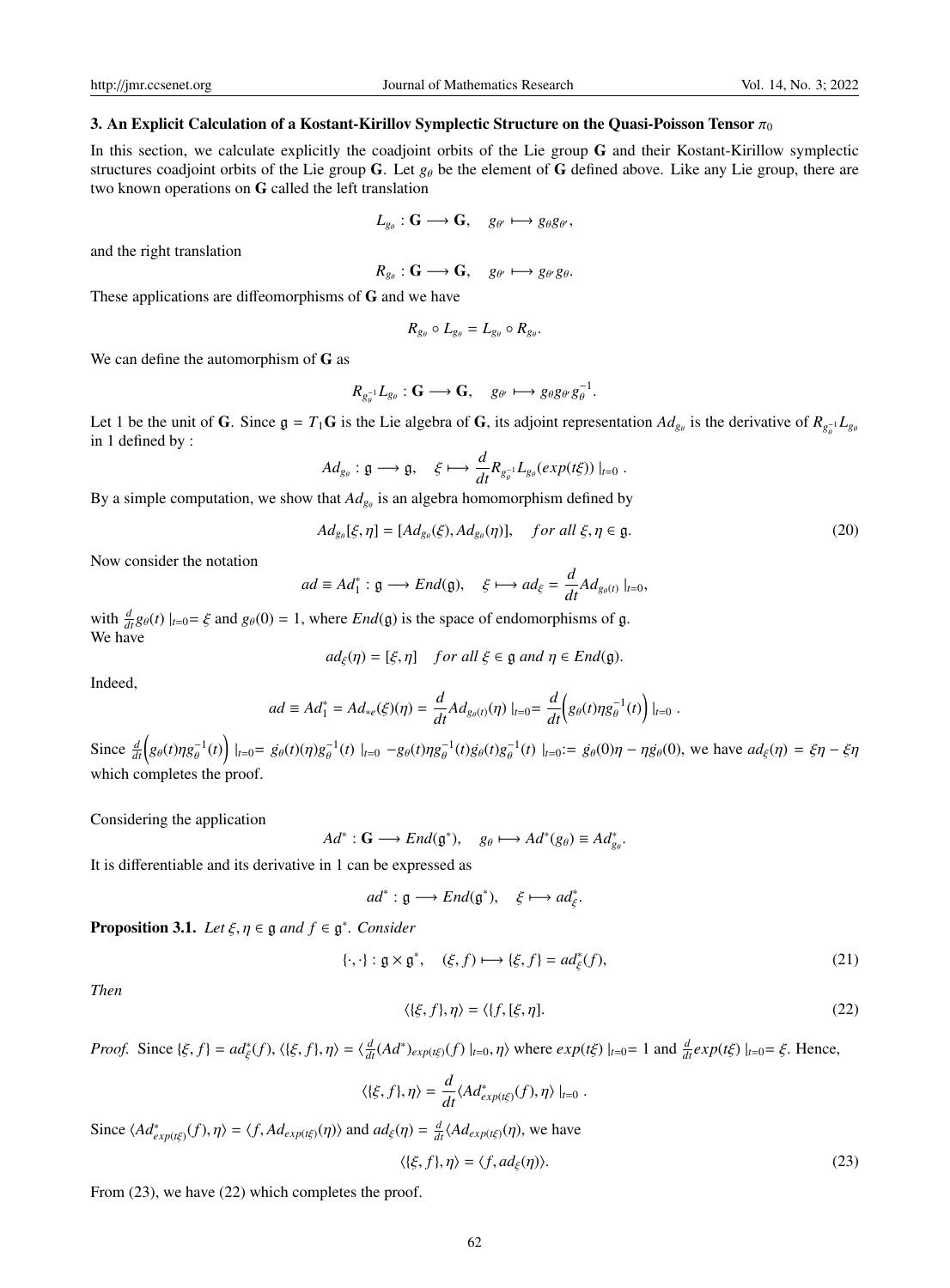### 3. An Explicit Calculation of a Kostant-Kirillov Symplectic Structure on the Quasi-Poisson Tensor $\pi_0$

In this section, we calculate explicitly the coadjoint orbits of the Lie group $\mathbf{G}$ and their Kostant-Kirillow symplectic structures coadjoint orbits of the Lie group $\mathbf{G}$. Let $g_\theta$ be the element of $\mathbf{G}$ defined above. Like any Lie group, there are two known operations on $\mathbf{G}$ called the left translation

$$L_{g_\theta} : \mathbf{G} \longrightarrow \mathbf{G}, \quad g_{\theta'} \longmapsto g_\theta g_{\theta'},$$

and the right translation

$$R_{g_\theta} : \mathbf{G} \longrightarrow \mathbf{G}, \quad g_{\theta'} \longmapsto g_{\theta'} g_\theta.$$

These applications are diffeomorphisms of $\mathbf{G}$ and we have

$$R_{g_\theta} \circ L_{g_\theta} = L_{g_\theta} \circ R_{g_\theta}.$$

We can define the automorphism of $\mathbf{G}$ as

$$R_{g_\theta^{-1}} L_{g_\theta} : \mathbf{G} \longrightarrow \mathbf{G}, \quad g_{\theta'} \longmapsto g_\theta g_{\theta'} g_\theta^{-1}.$$

Let 1 be the unit of $\mathbf{G}$. Since $\mathfrak{g} = T_1\mathbf{G}$ is the Lie algebra of $\mathbf{G}$, its adjoint representation $Ad_{g_\theta}$ is the derivative of $R_{g_\theta^{-1}} L_{g_\theta}$ in 1 defined by :

$$Ad_{g_\theta} : \mathfrak{g} \longrightarrow \mathfrak{g}, \quad \xi \longmapsto \frac{d}{dt} R_{g_\theta^{-1}} L_{g_\theta}(exp(t\xi)) \mid_{t=0} .$$

By a simple computation, we show that $Ad_{g_\theta}$ is an algebra homomorphism defined by

$$Ad_{g_\theta}[\xi, \eta] = [Ad_{g_\theta}(\xi), Ad_{g_\theta}(\eta)], \quad for \ all \ \xi, \eta \in \mathfrak{g}. \tag{20}$$

Now consider the notation

$$ad \equiv Ad_1^* : \mathfrak{g} \longrightarrow End(\mathfrak{g}), \quad \xi \longmapsto ad_\xi = \frac{d}{dt} Ad_{g_\theta(t)} \mid_{t=0},$$

with $\frac{d}{dt} g_\theta(t) \mid_{t=0} = \xi$ and $g_\theta(0) = 1$, where $End(\mathfrak{g})$ is the space of endomorphisms of $\mathfrak{g}$.
We have

$$ad_\xi(\eta) = [\xi, \eta] \quad for \ all \ \xi \in \mathfrak{g} \ and \ \eta \in End(\mathfrak{g}).$$

Indeed,

$$ad \equiv Ad_1^* = Ad_{*e}(\xi)(\eta) = \frac{d}{dt} Ad_{g_\theta(t)}(\eta) \mid_{t=0} = \frac{d}{dt}\Big(g_\theta(t)\eta g_\theta^{-1}(t)\Big) \mid_{t=0} .$$

Since $\frac{d}{dt}\Big(g_\theta(t)\eta g_\theta^{-1}(t)\Big) \mid_{t=0} = \dot{g_\theta}(t)(\eta) g_\theta^{-1}(t) \mid_{t=0} - g_\theta(t)\eta g_\theta^{-1}(t)\dot{g_\theta}(t) g_\theta^{-1}(t) \mid_{t=0} := \dot{g_\theta}(0)\eta - \eta\dot{g_\theta}(0)$, we have $ad_\xi(\eta) = \xi\eta - \xi\eta$ which completes the proof.

Considering the application

$$Ad^* : \mathbf{G} \longrightarrow End(\mathfrak{g}^*), \quad g_\theta \longmapsto Ad^*(g_\theta) \equiv Ad^*_{g_\theta}.$$

It is differentiable and its derivative in 1 can be expressed as

$$ad^* : \mathfrak{g} \longrightarrow End(\mathfrak{g}^*), \quad \xi \longmapsto ad^*_\xi.$$

**Proposition 3.1.** *Let $\xi, \eta \in \mathfrak{g}$ and $f \in \mathfrak{g}^*$. Consider*

$$\{\cdot, \cdot\} : \mathfrak{g} \times \mathfrak{g}^*, \quad (\xi, f) \longmapsto \{\xi, f\} = ad^*_\xi(f), \tag{21}$$

*Then*

$$\langle\{\xi, f\}, \eta\rangle = \langle\{f, [\xi, \eta]. \tag{22}$$

*Proof.* Since $\{\xi, f\} = ad^*_\xi(f)$, $\langle\{\xi, f\}, \eta\rangle = \langle \frac{d}{dt}(Ad^*)_{exp(t\xi)}(f) \mid_{t=0}, \eta\rangle$ where $exp(t\xi) \mid_{t=0} = 1$ and $\frac{d}{dt} exp(t\xi) \mid_{t=0} = \xi$. Hence,

$$\langle\{\xi, f\}, \eta\rangle = \frac{d}{dt}\langle Ad^*_{exp(t\xi)}(f), \eta\rangle \mid_{t=0} .$$

Since $\langle Ad^*_{exp(t\xi)}(f), \eta\rangle = \langle f, Ad_{exp(t\xi)}(\eta)\rangle$ and $ad_\xi(\eta) = \frac{d}{dt}\langle Ad_{exp(t\xi)}(\eta)$, we have

$$\langle\{\xi, f\}, \eta\rangle = \langle f, ad_\xi(\eta)\rangle. \tag{23}$$

From (23), we have (22) which completes the proof.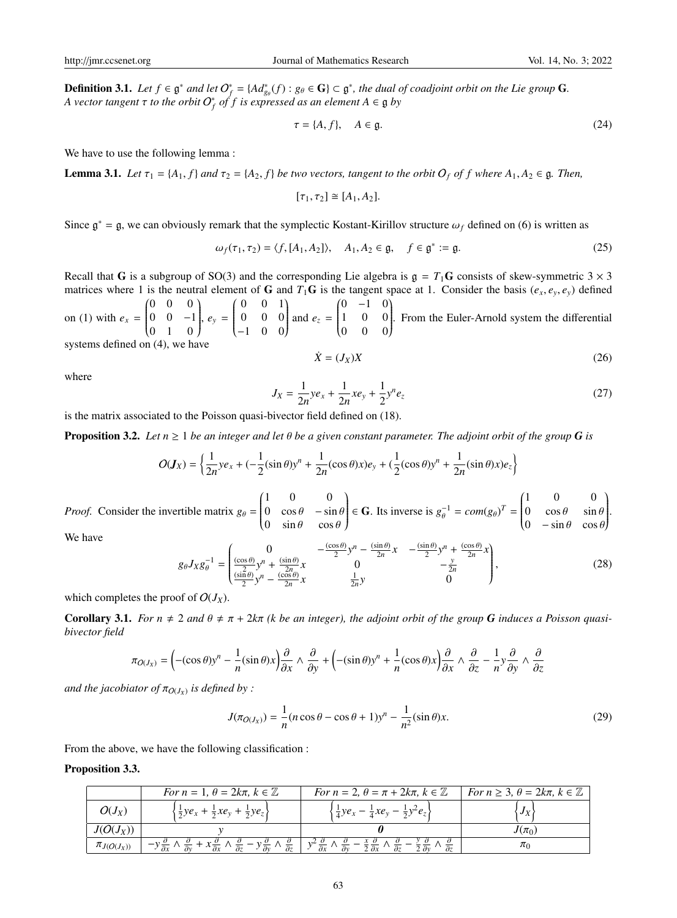**Definition 3.1.** *Let $f \in \mathfrak{g}^*$ and let $O_f^* = \{Ad_{g_\theta}^*(f) : g_\theta \in \mathbf{G}\} \subset \mathfrak{g}^*$, the dual of coadjoint orbit on the Lie group $\mathbf{G}$. A vector tangent $\tau$ to the orbit $O_f^*$ of $f$ is expressed as an element $A \in \mathfrak{g}$ by*

$$\tau = \{A, f\}, \quad A \in \mathfrak{g}. \tag{24}$$

We have to use the following lemma :

**Lemma 3.1.** *Let $\tau_1 = \{A_1, f\}$ and $\tau_2 = \{A_2, f\}$ be two vectors, tangent to the orbit $O_f$ of $f$ where $A_1, A_2 \in \mathfrak{g}$. Then,*

$$[\tau_1, \tau_2] \cong [A_1, A_2].$$

Since $\mathfrak{g}^* = \mathfrak{g}$, we can obviously remark that the symplectic Kostant-Kirillov structure $\omega_f$ defined on (6) is written as

$$\omega_f(\tau_1, \tau_2) = \langle f, [A_1, A_2] \rangle, \quad A_1, A_2 \in \mathfrak{g}, \quad f \in \mathfrak{g}^* := \mathfrak{g}. \tag{25}$$

Recall that $\mathbf{G}$ is a subgroup of SO(3) and the corresponding Lie algebra is $\mathfrak{g} = T_1\mathbf{G}$ consists of skew-symmetric $3 \times 3$ matrices where 1 is the neutral element of $\mathbf{G}$ and $T_1\mathbf{G}$ is the tangent space at 1. Consider the basis $(e_x, e_y, e_y)$ defined on (1) with $e_x = \begin{pmatrix} 0 & 0 & 0 \\ 0 & 0 & -1 \\ 0 & 1 & 0 \end{pmatrix}$, $e_y = \begin{pmatrix} 0 & 0 & 1 \\ 0 & 0 & 0 \\ -1 & 0 & 0 \end{pmatrix}$ and $e_z = \begin{pmatrix} 0 & -1 & 0 \\ 1 & 0 & 0 \\ 0 & 0 & 0 \end{pmatrix}$. From the Euler-Arnold system the differential systems defined on (4), we have

$$\dot{X} = (J_X)X \tag{26}$$

where

$$J_X = \frac{1}{2n}ye_x + \frac{1}{2n}xe_y + \frac{1}{2}y^n e_z \tag{27}$$

is the matrix associated to the Poisson quasi-bivector field defined on (18).

**Proposition 3.2.** *Let $n \geq 1$ be an integer and let $\theta$ be a given constant parameter. The adjoint orbit of the group $\boldsymbol{G}$ is*

$$O(\boldsymbol{J}_X) = \left\{ \frac{1}{2n}ye_x + (-\frac{1}{2}(\sin\theta)y^n + \frac{1}{2n}(\cos\theta)x)e_y + (\frac{1}{2}(\cos\theta)y^n + \frac{1}{2n}(\sin\theta)x)e_z \right\}$$

*Proof.* Consider the invertible matrix $g_\theta = \begin{pmatrix} 1 & 0 & 0 \\ 0 & \cos\theta & -\sin\theta \\ 0 & \sin\theta & \cos\theta \end{pmatrix} \in \mathbf{G}$. Its inverse is $g_\theta^{-1} = com(g_\theta)^T = \begin{pmatrix} 1 & 0 & 0 \\ 0 & \cos\theta & \sin\theta \\ 0 & -\sin\theta & \cos\theta \end{pmatrix}$.

We have

$$g_\theta J_X g_\theta^{-1} = \begin{pmatrix} 0 & -\frac{(\cos\theta)}{2}y^n - \frac{(\sin\theta)}{2n}x & -\frac{(\sin\theta)}{2}y^n + \frac{(\cos\theta)}{2n}x \\ \frac{(\cos\theta)}{2}y^n + \frac{(\sin\theta)}{2n}x & 0 & -\frac{y}{2n} \\ \frac{(\sin\theta)}{2}y^n - \frac{(\cos\theta)}{2n}x & \frac{1}{2n}y & 0 \end{pmatrix}, \tag{28}$$

which completes the proof of $O(J_X)$.

**Corollary 3.1.** *For $n \neq 2$ and $\theta \neq \pi + 2k\pi$ ($k$ be an integer), the adjoint orbit of the group $\boldsymbol{G}$ induces a Poisson quasi-bivector field*

$$\pi_{O(J_X)} = \Big(-(\cos\theta)y^n - \frac{1}{n}(\sin\theta)x\Big)\frac{\partial}{\partial x} \wedge \frac{\partial}{\partial y} + \Big(-(\sin\theta)y^n + \frac{1}{n}(\cos\theta)x\Big)\frac{\partial}{\partial x} \wedge \frac{\partial}{\partial z} - \frac{1}{n}y\frac{\partial}{\partial y} \wedge \frac{\partial}{\partial z}$$

*and the jacobiator of $\pi_{O(J_X)}$ is defined by :*

$$J(\pi_{O(J_X)}) = \frac{1}{n}(n\cos\theta - \cos\theta + 1)y^n - \frac{1}{n^2}(\sin\theta)x. \tag{29}$$

From the above, we have the following classification :

**Proposition 3.3.**

| | *For $n = 1$, $\theta = 2k\pi$, $k \in \mathbb{Z}$* | *For $n = 2$, $\theta = \pi + 2k\pi$, $k \in \mathbb{Z}$* | *For $n \geq 3$, $\theta = 2k\pi$, $k \in \mathbb{Z}$* |
|---|---|---|---|
| $O(J_X)$ | $\left\{\frac{1}{2}ye_x + \frac{1}{2}xe_y + \frac{1}{2}ye_z\right\}$ | $\left\{\frac{1}{4}ye_x - \frac{1}{4}xe_y - \frac{1}{2}y^2e_z\right\}$ | $\left\{J_X\right\}$ |
| $J(O(J_X))$ | $y$ | $\boldsymbol{0}$ | $J(\pi_0)$ |
| $\pi_{J(O(J_X))}$ | $-y\frac{\partial}{\partial x} \wedge \frac{\partial}{\partial y} + x\frac{\partial}{\partial x} \wedge \frac{\partial}{\partial z} - y\frac{\partial}{\partial y} \wedge \frac{\partial}{\partial z}$ | $y^2\frac{\partial}{\partial x} \wedge \frac{\partial}{\partial y} - \frac{x}{2}\frac{\partial}{\partial x} \wedge \frac{\partial}{\partial z} - \frac{y}{2}\frac{\partial}{\partial y} \wedge \frac{\partial}{\partial z}$ | $\pi_0$ |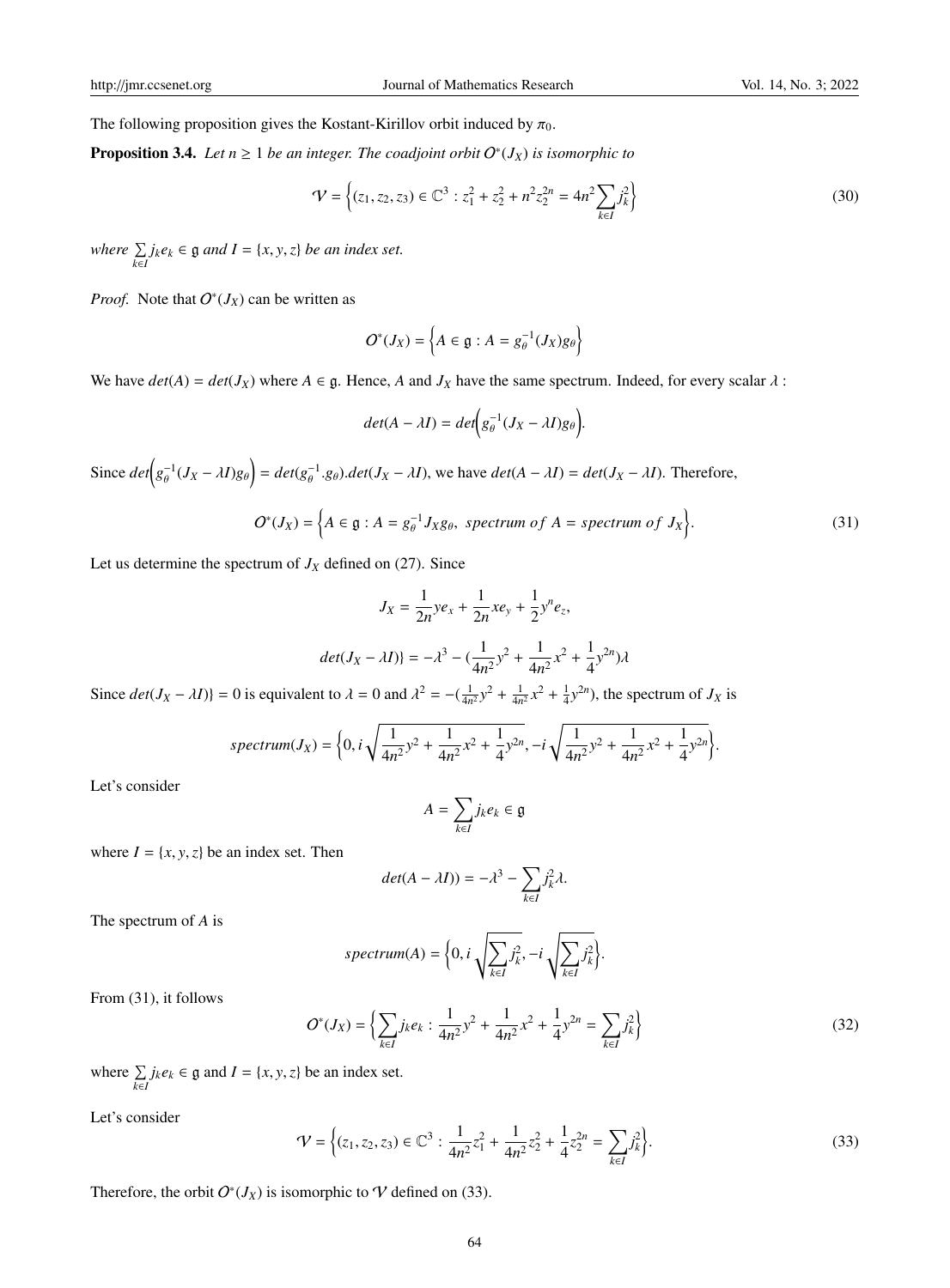The following proposition gives the Kostant-Kirillov orbit induced by $\pi_0$.

**Proposition 3.4.** *Let $n \geq 1$ be an integer. The coadjoint orbit $O^*(J_X)$ is isomorphic to*

$$\mathcal{V} = \Big\{(z_1, z_2, z_3) \in \mathbb{C}^3 : z_1^2 + z_2^2 + n^2 z_2^{2n} = 4n^2 \sum_{k \in I} j_k^2\Big\} \tag{30}$$

*where $\sum_{k\in I} j_k e_k \in \mathfrak{g}$ and $I = \{x, y, z\}$ be an index set.*

*Proof.* Note that $O^*(J_X)$ can be written as

$$O^*(J_X) = \Big\{A \in \mathfrak{g} : A = g_\theta^{-1}(J_X)g_\theta\Big\}$$

We have $det(A) = det(J_X)$ where $A \in \mathfrak{g}$. Hence, $A$ and $J_X$ have the same spectrum. Indeed, for every scalar $\lambda$ :

$$det(A - \lambda I) = det\Big(g_\theta^{-1}(J_X - \lambda I)g_\theta\Big).$$

Since $det\Big(g_\theta^{-1}(J_X - \lambda I)g_\theta\Big) = det(g_\theta^{-1}.g_\theta).det(J_X - \lambda I)$, we have $det(A - \lambda I) = det(J_X - \lambda I)$. Therefore,

$$O^*(J_X) = \Big\{A \in \mathfrak{g} : A = g_\theta^{-1} J_X g_\theta,\ spectrum\ of\ A = spectrum\ of\ J_X\Big\}. \tag{31}$$

Let us determine the spectrum of $J_X$ defined on (27). Since

$$J_X = \frac{1}{2n} y e_x + \frac{1}{2n} x e_y + \frac{1}{2} y^n e_z,$$

$$det(J_X - \lambda I)\} = -\lambda^3 - (\frac{1}{4n^2} y^2 + \frac{1}{4n^2} x^2 + \frac{1}{4} y^{2n})\lambda$$

Since $det(J_X - \lambda I)\} = 0$ is equivalent to $\lambda = 0$ and $\lambda^2 = -(\frac{1}{4n^2} y^2 + \frac{1}{4n^2} x^2 + \frac{1}{4} y^{2n})$, the spectrum of $J_X$ is

$$spectrum(J_X) = \Big\{0, i\sqrt{\frac{1}{4n^2} y^2 + \frac{1}{4n^2} x^2 + \frac{1}{4} y^{2n}}, -i\sqrt{\frac{1}{4n^2} y^2 + \frac{1}{4n^2} x^2 + \frac{1}{4} y^{2n}}\Big\}.$$

Let's consider

$$A = \sum_{k \in I} j_k e_k \in \mathfrak{g}$$

where $I = \{x, y, z\}$ be an index set. Then

$$det(A - \lambda I)) = -\lambda^3 - \sum_{k \in I} j_k^2 \lambda.$$

The spectrum of $A$ is

$$spectrum(A) = \Big\{0, i\sqrt{\sum_{k \in I} j_k^2}, -i\sqrt{\sum_{k \in I} j_k^2}\Big\}.$$

From (31), it follows

$$O^*(J_X) = \Big\{\sum_{k \in I} j_k e_k : \frac{1}{4n^2} y^2 + \frac{1}{4n^2} x^2 + \frac{1}{4} y^{2n} = \sum_{k \in I} j_k^2\Big\} \tag{32}$$

where $\sum_{k\in I} j_k e_k \in \mathfrak{g}$ and $I = \{x, y, z\}$ be an index set.

Let's consider

$$\mathcal{V} = \Big\{(z_1, z_2, z_3) \in \mathbb{C}^3 : \frac{1}{4n^2} z_1^2 + \frac{1}{4n^2} z_2^2 + \frac{1}{4} z_2^{2n} = \sum_{k \in I} j_k^2\Big\}. \tag{33}$$

Therefore, the orbit $O^*(J_X)$ is isomorphic to $\mathcal{V}$ defined on (33).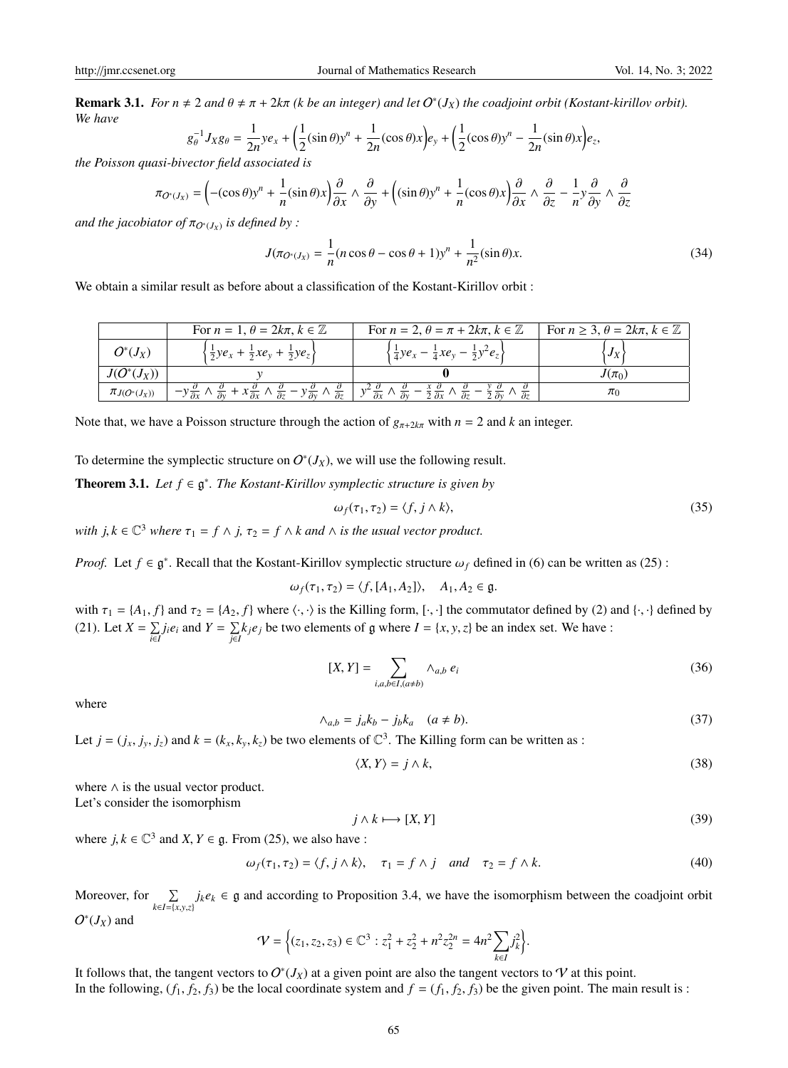**Remark 3.1.** *For $n \neq 2$ and $\theta \neq \pi + 2k\pi$ ($k$ be an integer) and let $O^*(J_X)$ the coadjoint orbit (Kostant-kirillov orbit). We have*

$$g_\theta^{-1} J_X g_\theta = \frac{1}{2n} y e_x + \Big(\frac{1}{2}(\sin\theta) y^n + \frac{1}{2n}(\cos\theta) x\Big) e_y + \Big(\frac{1}{2}(\cos\theta) y^n - \frac{1}{2n}(\sin\theta) x\Big) e_z,$$

*the Poisson quasi-bivector field associated is*

$$\pi_{O^*(J_X)} = \Big(-(\cos\theta) y^n + \frac{1}{n}(\sin\theta) x\Big)\frac{\partial}{\partial x} \wedge \frac{\partial}{\partial y} + \Big((\sin\theta) y^n + \frac{1}{n}(\cos\theta) x\Big)\frac{\partial}{\partial x} \wedge \frac{\partial}{\partial z} - \frac{1}{n} y \frac{\partial}{\partial y} \wedge \frac{\partial}{\partial z}$$

*and the jacobiator of $\pi_{O^*(J_X)}$ is defined by :*

$$J(\pi_{O^*(J_X)}) = \frac{1}{n}(n\cos\theta - \cos\theta + 1) y^n + \frac{1}{n^2}(\sin\theta) x. \tag{34}$$

We obtain a similar result as before about a classification of the Kostant-Kirillov orbit :

| | For $n = 1$, $\theta = 2k\pi$, $k \in \mathbb{Z}$ | For $n = 2$, $\theta = \pi + 2k\pi$, $k \in \mathbb{Z}$ | For $n \geq 3$, $\theta = 2k\pi$, $k \in \mathbb{Z}$ |
|---|---|---|---|
| $O^*(J_X)$ | $\Big\{\frac{1}{2} y e_x + \frac{1}{2} x e_y + \frac{1}{2} y e_z\Big\}$ | $\Big\{\frac{1}{4} y e_x - \frac{1}{4} x e_y - \frac{1}{2} y^2 e_z\Big\}$ | $\Big\{J_X\Big\}$ |
| $J(O^*(J_X))$ | $y$ | $\mathbf{0}$ | $J(\pi_0)$ |
| $\pi_{J(O^*(J_X))}$ | $-y\frac{\partial}{\partial x} \wedge \frac{\partial}{\partial y} + x\frac{\partial}{\partial x} \wedge \frac{\partial}{\partial z} - y\frac{\partial}{\partial y} \wedge \frac{\partial}{\partial z}$ | $y^2\frac{\partial}{\partial x} \wedge \frac{\partial}{\partial y} - \frac{x}{2}\frac{\partial}{\partial x} \wedge \frac{\partial}{\partial z} - \frac{y}{2}\frac{\partial}{\partial y} \wedge \frac{\partial}{\partial z}$ | $\pi_0$ |

Note that, we have a Poisson structure through the action of $g_{\pi+2k\pi}$ with $n = 2$ and $k$ an integer.

To determine the symplectic structure on $O^*(J_X)$, we will use the following result.

**Theorem 3.1.** *Let $f \in \mathfrak{g}^*$. The Kostant-Kirillov symplectic structure is given by*

$$\omega_f(\tau_1, \tau_2) = \langle f, j \wedge k\rangle, \tag{35}$$

*with $j, k \in \mathbb{C}^3$ where $\tau_1 = f \wedge j$, $\tau_2 = f \wedge k$ and $\wedge$ is the usual vector product.*

*Proof.* Let $f \in \mathfrak{g}^*$. Recall that the Kostant-Kirillov symplectic structure $\omega_f$ defined in (6) can be written as (25) :

$$\omega_f(\tau_1, \tau_2) = \langle f, [A_1, A_2]\rangle, \quad A_1, A_2 \in \mathfrak{g}.$$

with $\tau_1 = \{A_1, f\}$ and $\tau_2 = \{A_2, f\}$ where $\langle\cdot,\cdot\rangle$ is the Killing form, $[\cdot,\cdot]$ the commutator defined by (2) and $\{\cdot,\cdot\}$ defined by (21). Let $X = \sum_{i\in I} j_i e_i$ and $Y = \sum_{j\in I} k_j e_j$ be two elements of $\mathfrak{g}$ where $I = \{x, y, z\}$ be an index set. We have :

$$[X, Y] = \sum_{i,a,b\in I,(a\neq b)} \wedge_{a,b}\, e_i \tag{36}$$

where

$$\wedge_{a,b} = j_a k_b - j_b k_a \quad (a \neq b). \tag{37}$$

Let $j = (j_x, j_y, j_z)$ and $k = (k_x, k_y, k_z)$ be two elements of $\mathbb{C}^3$. The Killing form can be written as :

$$\langle X, Y\rangle = j \wedge k, \tag{38}$$

where $\wedge$ is the usual vector product.
Let's consider the isomorphism

$$j \wedge k \longmapsto [X, Y] \tag{39}$$

where $j, k \in \mathbb{C}^3$ and $X, Y \in \mathfrak{g}$. From (25), we also have :

$$\omega_f(\tau_1, \tau_2) = \langle f, j \wedge k\rangle, \quad \tau_1 = f \wedge j \quad \textit{and} \quad \tau_2 = f \wedge k. \tag{40}$$

Moreover, for $\sum_{k\in I=\{x,y,z\}} j_k e_k \in \mathfrak{g}$ and according to Proposition 3.4, we have the isomorphism between the coadjoint orbit $O^*(J_X)$ and

$$\mathcal{V} = \Big\{(z_1, z_2, z_3) \in \mathbb{C}^3 : z_1^2 + z_2^2 + n^2 z_2^{2n} = 4n^2 \sum_{k\in I} j_k^2\Big\}.$$

It follows that, the tangent vectors to $O^*(J_X)$ at a given point are also the tangent vectors to $\mathcal{V}$ at this point.
In the following, $(f_1, f_2, f_3)$ be the local coordinate system and $f = (f_1, f_2, f_3)$ be the given point. The main result is :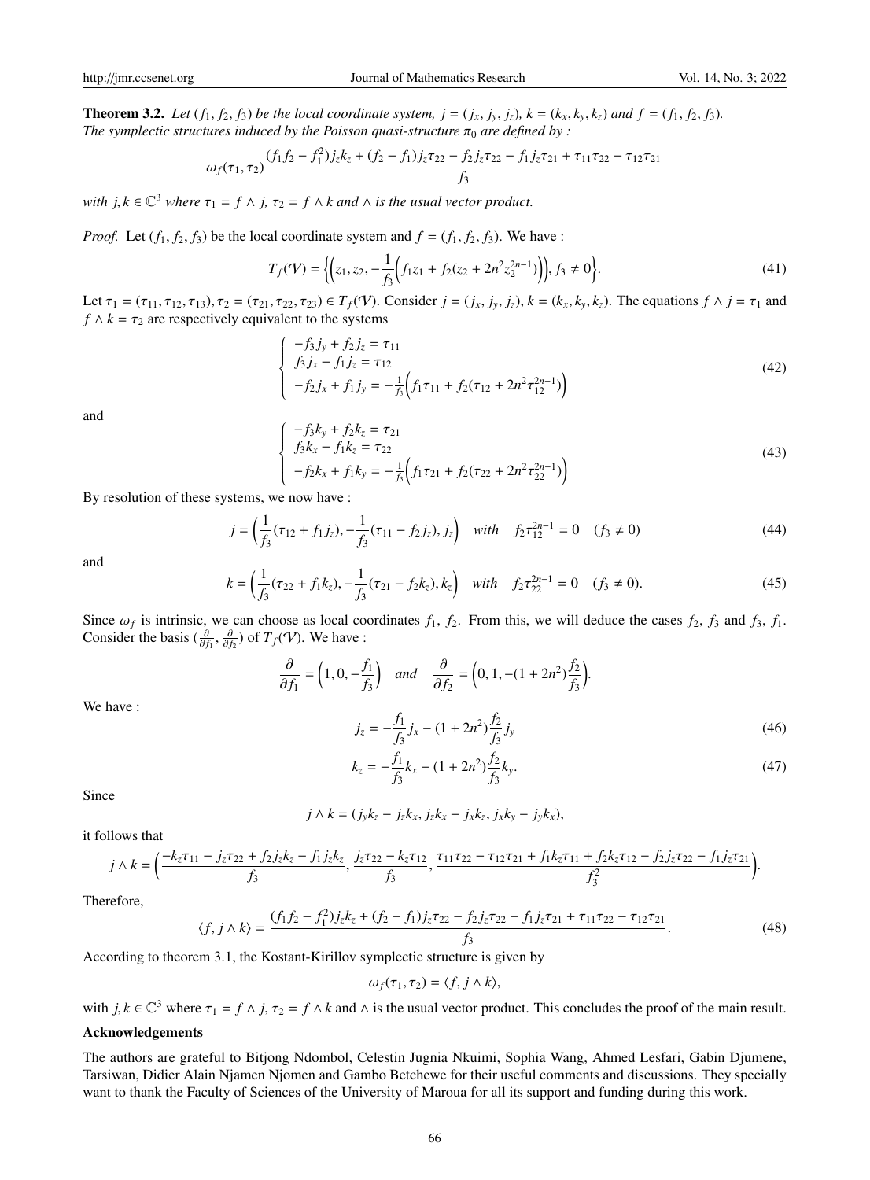**Theorem 3.2.** *Let $(f_1, f_2, f_3)$ be the local coordinate system, $j = (j_x, j_y, j_z)$, $k = (k_x, k_y, k_z)$ and $f = (f_1, f_2, f_3)$. The symplectic structures induced by the Poisson quasi-structure $\pi_0$ are defined by :*

$$\omega_f(\tau_1, \tau_2)\frac{(f_1 f_2 - f_1^2) j_z k_z + (f_2 - f_1) j_z \tau_{22} - f_2 j_z \tau_{22} - f_1 j_z \tau_{21} + \tau_{11}\tau_{22} - \tau_{12}\tau_{21}}{f_3}$$

*with $j, k \in \mathbb{C}^3$ where $\tau_1 = f \wedge j$, $\tau_2 = f \wedge k$ and $\wedge$ is the usual vector product.*

*Proof.* Let $(f_1, f_2, f_3)$ be the local coordinate system and $f = (f_1, f_2, f_3)$. We have :

$$T_f(\mathcal{V}) = \left\{\left(z_1, z_2, -\frac{1}{f_3}\left(f_1 z_1 + f_2(z_2 + 2n^2 z_2^{2n-1})\right)\right), f_3 \neq 0\right\}. \tag{41}$$

Let $\tau_1 = (\tau_{11}, \tau_{12}, \tau_{13}), \tau_2 = (\tau_{21}, \tau_{22}, \tau_{23}) \in T_f(\mathcal{V})$. Consider $j = (j_x, j_y, j_z)$, $k = (k_x, k_y, k_z)$. The equations $f \wedge j = \tau_1$ and $f \wedge k = \tau_2$ are respectively equivalent to the systems

$$\begin{cases} -f_3 j_y + f_2 j_z = \tau_{11} \\ f_3 j_x - f_1 j_z = \tau_{12} \\ -f_2 j_x + f_1 j_y = -\frac{1}{f_3}\left(f_1 \tau_{11} + f_2(\tau_{12} + 2n^2 \tau_{12}^{2n-1})\right) \end{cases} \tag{42}$$

and

$$\begin{cases} -f_3 k_y + f_2 k_z = \tau_{21} \\ f_3 k_x - f_1 k_z = \tau_{22} \\ -f_2 k_x + f_1 k_y = -\frac{1}{f_3}\left(f_1 \tau_{21} + f_2(\tau_{22} + 2n^2 \tau_{22}^{2n-1})\right) \end{cases} \tag{43}$$

By resolution of these systems, we now have :

$$j = \left(\frac{1}{f_3}(\tau_{12} + f_1 j_z), -\frac{1}{f_3}(\tau_{11} - f_2 j_z), j_z\right) \quad with \quad f_2 \tau_{12}^{2n-1} = 0 \quad (f_3 \neq 0) \tag{44}$$

and

$$k = \left(\frac{1}{f_3}(\tau_{22} + f_1 k_z), -\frac{1}{f_3}(\tau_{21} - f_2 k_z), k_z\right) \quad with \quad f_2 \tau_{22}^{2n-1} = 0 \quad (f_3 \neq 0). \tag{45}$$

Since $\omega_f$ is intrinsic, we can choose as local coordinates $f_1$, $f_2$. From this, we will deduce the cases $f_2$, $f_3$ and $f_3$, $f_1$. Consider the basis $(\frac{\partial}{\partial f_1}, \frac{\partial}{\partial f_2})$ of $T_f(\mathcal{V})$. We have :

$$\frac{\partial}{\partial f_1} = \left(1, 0, -\frac{f_1}{f_3}\right) \quad and \quad \frac{\partial}{\partial f_2} = \left(0, 1, -(1 + 2n^2)\frac{f_2}{f_3}\right).$$

We have :

$$j_z = -\frac{f_1}{f_3} j_x - (1 + 2n^2)\frac{f_2}{f_3} j_y \tag{46}$$

$$k_z = -\frac{f_1}{f_3} k_x - (1 + 2n^2)\frac{f_2}{f_3} k_y. \tag{47}$$

Since

$$j \wedge k = (j_y k_z - j_z k_x, j_z k_x - j_x k_z, j_x k_y - j_y k_x),$$

it follows that

$$j \wedge k = \left(\frac{-k_z \tau_{11} - j_z \tau_{22} + f_2 j_z k_z - f_1 j_z k_z}{f_3}, \frac{j_z \tau_{22} - k_z \tau_{12}}{f_3}, \frac{\tau_{11}\tau_{22} - \tau_{12}\tau_{21} + f_1 k_z \tau_{11} + f_2 k_z \tau_{12} - f_2 j_z \tau_{22} - f_1 j_z \tau_{21}}{f_3^2}\right).$$

Therefore,

$$\langle f, j \wedge k\rangle = \frac{(f_1 f_2 - f_1^2) j_z k_z + (f_2 - f_1) j_z \tau_{22} - f_2 j_z \tau_{22} - f_1 j_z \tau_{21} + \tau_{11}\tau_{22} - \tau_{12}\tau_{21}}{f_3}. \tag{48}$$

According to theorem 3.1, the Kostant-Kirillov symplectic structure is given by

$$\omega_f(\tau_1, \tau_2) = \langle f, j \wedge k\rangle,$$

with $j, k \in \mathbb{C}^3$ where $\tau_1 = f \wedge j$, $\tau_2 = f \wedge k$ and $\wedge$ is the usual vector product. This concludes the proof of the main result.

## Acknowledgements

The authors are grateful to Bitjong Ndombol, Celestin Jugnia Nkuimi, Sophia Wang, Ahmed Lesfari, Gabin Djumene, Tarsiwan, Didier Alain Njamen Njomen and Gambo Betchewe for their useful comments and discussions. They specially want to thank the Faculty of Sciences of the University of Maroua for all its support and funding during this work.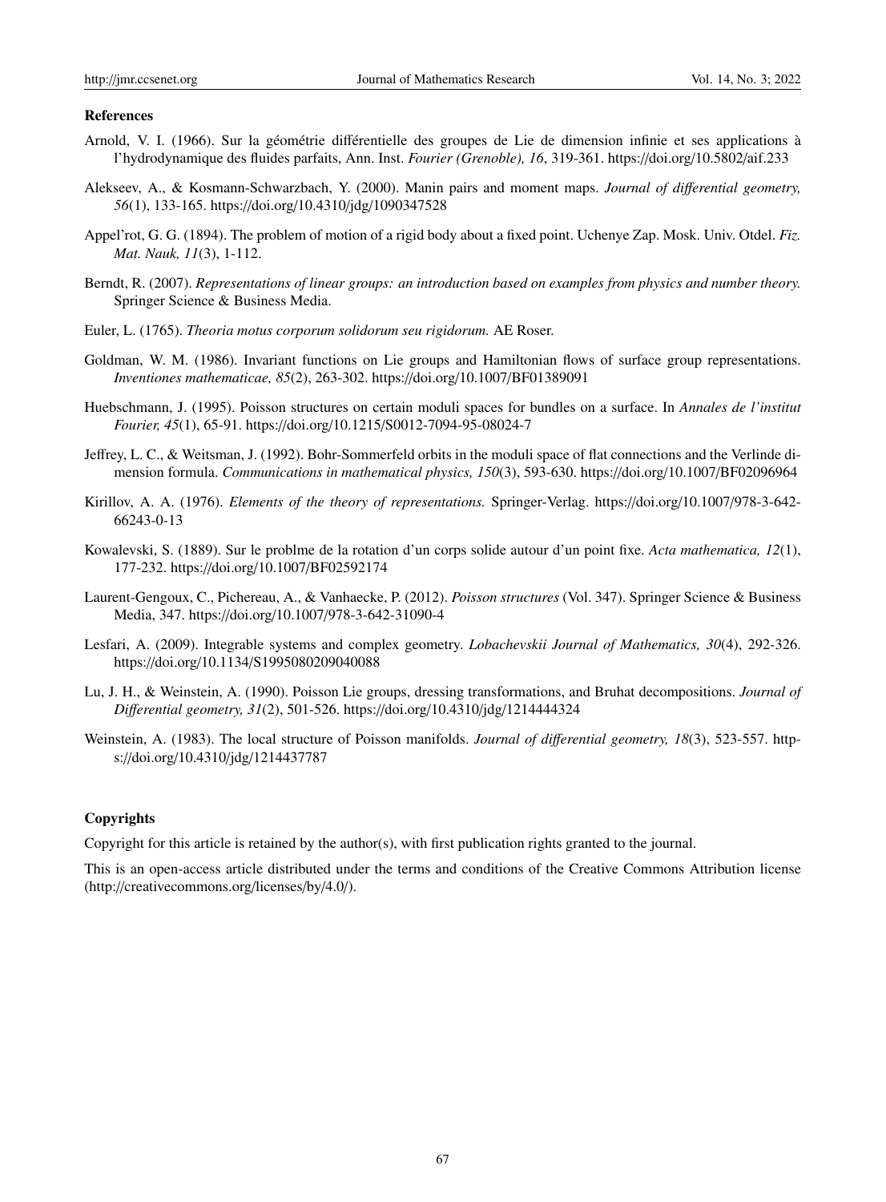### References

Arnold, V. I. (1966). Sur la géométrie différentielle des groupes de Lie de dimension infinie et ses applications à l'hydrodynamique des fluides parfaits, Ann. Inst. *Fourier (Grenoble), 16*, 319-361. https://doi.org/10.5802/aif.233

Alekseev, A., & Kosmann-Schwarzbach, Y. (2000). Manin pairs and moment maps. *Journal of differential geometry, 56*(1), 133-165. https://doi.org/10.4310/jdg/1090347528

Appel'rot, G. G. (1894). The problem of motion of a rigid body about a fixed point. Uchenye Zap. Mosk. Univ. Otdel. *Fiz. Mat. Nauk, 11*(3), 1-112.

Berndt, R. (2007). *Representations of linear groups: an introduction based on examples from physics and number theory.* Springer Science & Business Media.

Euler, L. (1765). *Theoria motus corporum solidorum seu rigidorum.* AE Roser.

Goldman, W. M. (1986). Invariant functions on Lie groups and Hamiltonian flows of surface group representations. *Inventiones mathematicae, 85*(2), 263-302. https://doi.org/10.1007/BF01389091

Huebschmann, J. (1995). Poisson structures on certain moduli spaces for bundles on a surface. In *Annales de l'institut Fourier, 45*(1), 65-91. https://doi.org/10.1215/S0012-7094-95-08024-7

Jeffrey, L. C., & Weitsman, J. (1992). Bohr-Sommerfeld orbits in the moduli space of flat connections and the Verlinde dimension formula. *Communications in mathematical physics, 150*(3), 593-630. https://doi.org/10.1007/BF02096964

Kirillov, A. A. (1976). *Elements of the theory of representations.* Springer-Verlag. https://doi.org/10.1007/978-3-642-66243-0-13

Kowalevski, S. (1889). Sur le problme de la rotation d'un corps solide autour d'un point fixe. *Acta mathematica, 12*(1), 177-232. https://doi.org/10.1007/BF02592174

Laurent-Gengoux, C., Pichereau, A., & Vanhaecke, P. (2012). *Poisson structures* (Vol. 347). Springer Science & Business Media, 347. https://doi.org/10.1007/978-3-642-31090-4

Lesfari, A. (2009). Integrable systems and complex geometry. *Lobachevskii Journal of Mathematics, 30*(4), 292-326. https://doi.org/10.1134/S1995080209040088

Lu, J. H., & Weinstein, A. (1990). Poisson Lie groups, dressing transformations, and Bruhat decompositions. *Journal of Differential geometry, 31*(2), 501-526. https://doi.org/10.4310/jdg/1214444324

Weinstein, A. (1983). The local structure of Poisson manifolds. *Journal of differential geometry, 18*(3), 523-557. https://doi.org/10.4310/jdg/1214437787

### Copyrights

Copyright for this article is retained by the author(s), with first publication rights granted to the journal.

This is an open-access article distributed under the terms and conditions of the Creative Commons Attribution license (http://creativecommons.org/licenses/by/4.0/).